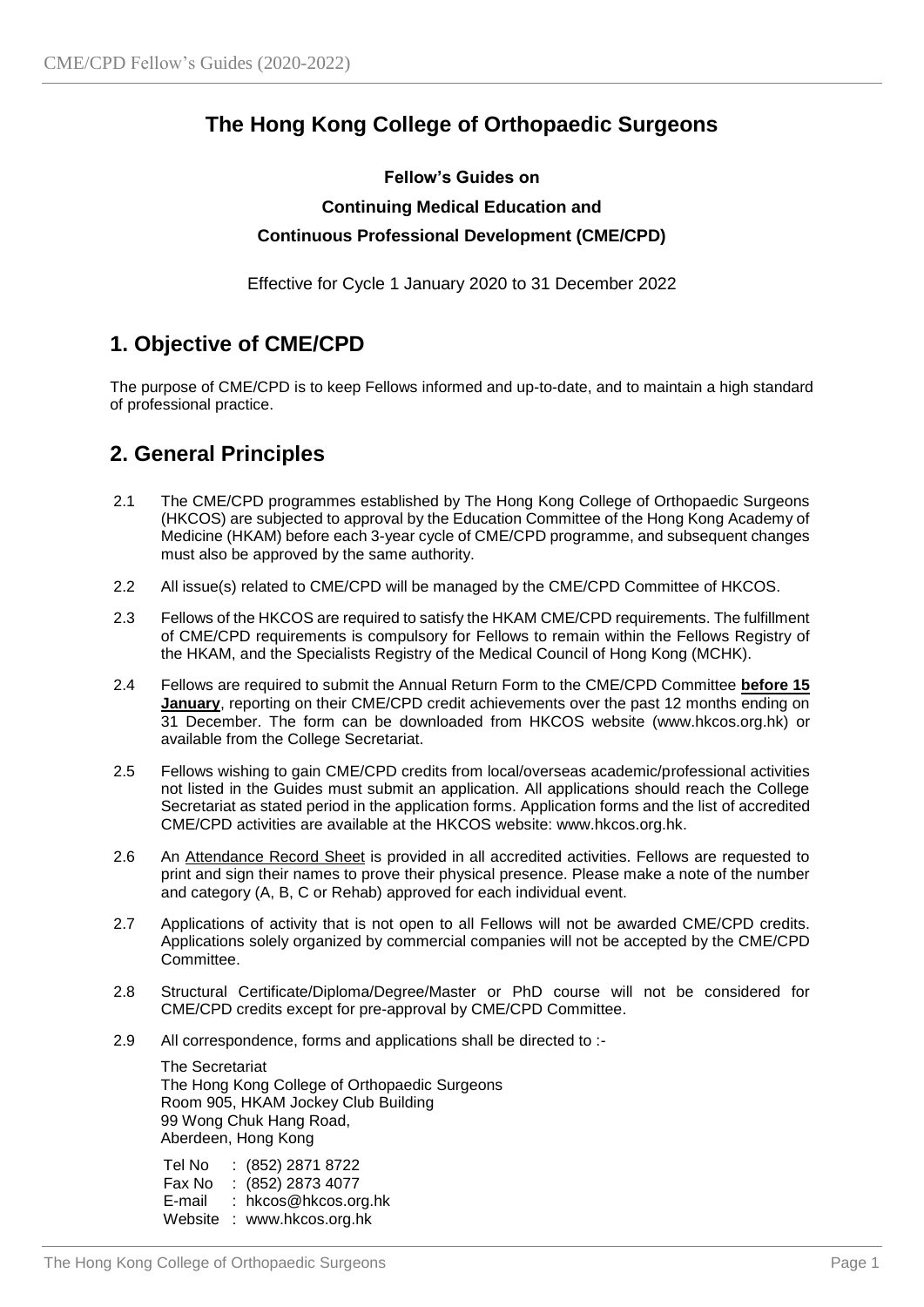# The Hong Kong College of Orthopaedic Surgeons

**Fellow's Guides on**

**Continuing Medical Education and**

**Continuous Professional Development (CME/CPD)**

Effective for Cycle 1 January 2020 to 31 December 2022

## 1. Objective of CME/CPD

The purpose of CME/CPD is to keep Fellows informed and up-to-date, and to maintain a high standard of professional practice.

## 2. General Principles

2.1 The CME/CPD programmes established by The Hong Kong College of Orthopaedic Surgeons (HKCOS) are subjected to approval by the Education Committee of the Hong Kong Academy of Medicine (HKAM) before each 3-year cycle of CME/CPD programme, and subsequent changes must also be approved by the same authority.

2.2 All issue(s) related to CME/CPD will be managed by the CME/CPD Committee of HKCOS.

2.3 Fellows of the HKCOS are required to satisfy the HKAM CME/CPD requirements. The fulfillment of CME/CPD requirements is compulsory for Fellows to remain within the Fellows Registry of the HKAM, and the Specialists Registry of the Medical Council of Hong Kong (MCHK).

2.4 Fellows are required to submit the Annual Return Form to the CME/CPD Committee **before 15 January**, reporting on their CME/CPD credit achievements over the past 12 months ending on 31 December. The form can be downloaded from HKCOS website (www.hkcos.org.hk) or available from the College Secretariat.

2.5 Fellows wishing to gain CME/CPD credits from local/overseas academic/professional activities not listed in the Guides must submit an application. All applications should reach the College Secretariat as stated period in the application forms. Application forms and the list of accredited CME/CPD activities are available at the HKCOS website: www.hkcos.org.hk.

2.6 An Attendance Record Sheet is provided in all accredited activities. Fellows are requested to print and sign their names to prove their physical presence. Please make a note of the number and category (A, B, C or Rehab) approved for each individual event.

2.7 Applications of activity that is not open to all Fellows will not be awarded CME/CPD credits. Applications solely organized by commercial companies will not be accepted by the CME/CPD Committee.

2.8 Structural Certificate/Diploma/Degree/Master or PhD course will not be considered for CME/CPD credits except for pre-approval by CME/CPD Committee.

2.9 All correspondence, forms and applications shall be directed to :-

The Secretariat
The Hong Kong College of Orthopaedic Surgeons
Room 905, HKAM Jockey Club Building
99 Wong Chuk Hang Road,
Aberdeen, Hong Kong

Tel No : (852) 2871 8722
Fax No : (852) 2873 4077
E-mail : hkcos@hkcos.org.hk
Website : www.hkcos.org.hk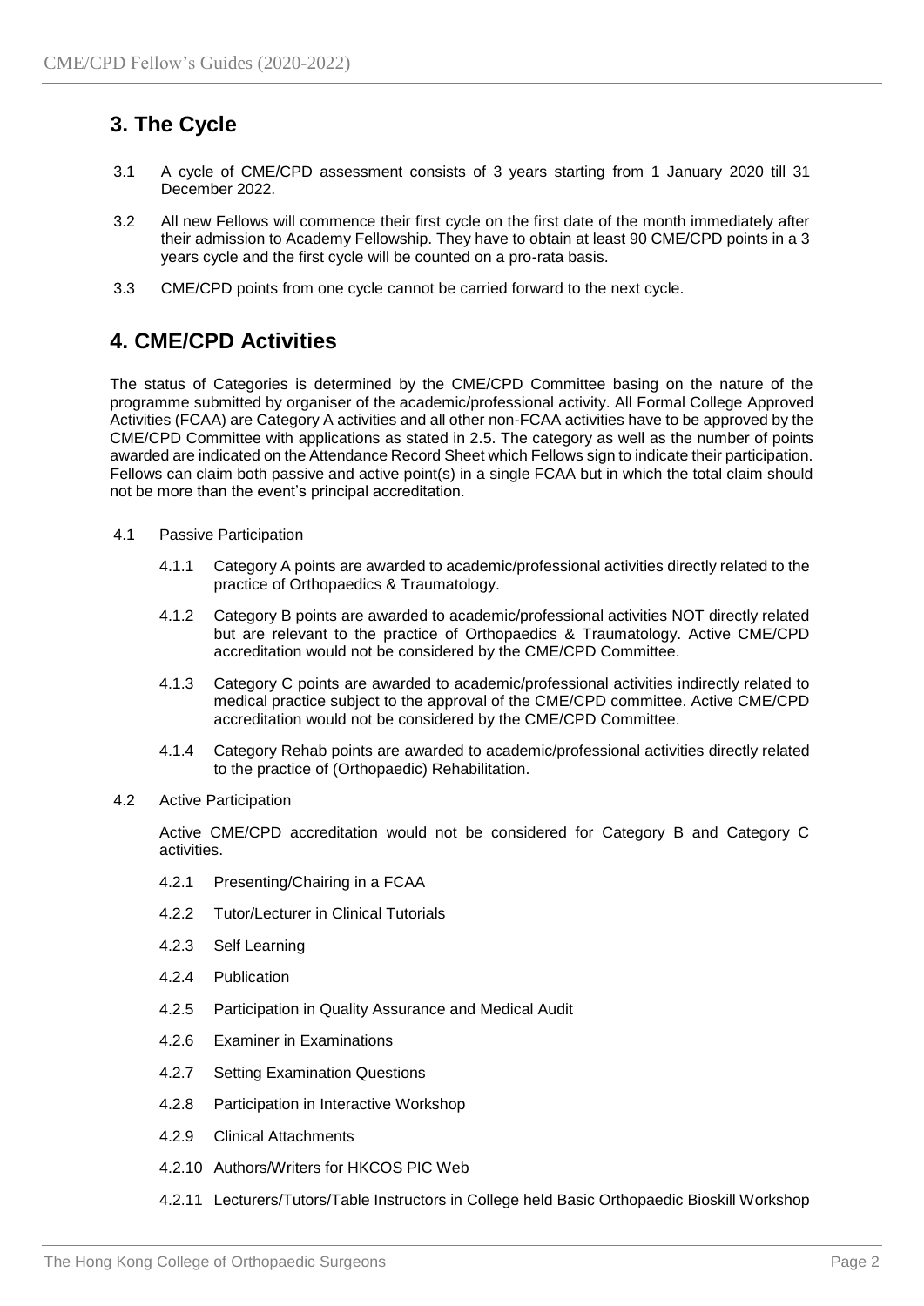## 3. The Cycle

3.1 A cycle of CME/CPD assessment consists of 3 years starting from 1 January 2020 till 31 December 2022.

3.2 All new Fellows will commence their first cycle on the first date of the month immediately after their admission to Academy Fellowship. They have to obtain at least 90 CME/CPD points in a 3 years cycle and the first cycle will be counted on a pro-rata basis.

3.3 CME/CPD points from one cycle cannot be carried forward to the next cycle.

## 4. CME/CPD Activities

The status of Categories is determined by the CME/CPD Committee basing on the nature of the programme submitted by organiser of the academic/professional activity. All Formal College Approved Activities (FCAA) are Category A activities and all other non-FCAA activities have to be approved by the CME/CPD Committee with applications as stated in 2.5. The category as well as the number of points awarded are indicated on the Attendance Record Sheet which Fellows sign to indicate their participation. Fellows can claim both passive and active point(s) in a single FCAA but in which the total claim should not be more than the event's principal accreditation.

4.1 Passive Participation

4.1.1 Category A points are awarded to academic/professional activities directly related to the practice of Orthopaedics & Traumatology.

4.1.2 Category B points are awarded to academic/professional activities NOT directly related but are relevant to the practice of Orthopaedics & Traumatology. Active CME/CPD accreditation would not be considered by the CME/CPD Committee.

4.1.3 Category C points are awarded to academic/professional activities indirectly related to medical practice subject to the approval of the CME/CPD committee. Active CME/CPD accreditation would not be considered by the CME/CPD Committee.

4.1.4 Category Rehab points are awarded to academic/professional activities directly related to the practice of (Orthopaedic) Rehabilitation.

4.2 Active Participation

Active CME/CPD accreditation would not be considered for Category B and Category C activities.

4.2.1 Presenting/Chairing in a FCAA

4.2.2 Tutor/Lecturer in Clinical Tutorials

4.2.3 Self Learning

4.2.4 Publication

4.2.5 Participation in Quality Assurance and Medical Audit

4.2.6 Examiner in Examinations

4.2.7 Setting Examination Questions

4.2.8 Participation in Interactive Workshop

4.2.9 Clinical Attachments

4.2.10 Authors/Writers for HKCOS PIC Web

4.2.11 Lecturers/Tutors/Table Instructors in College held Basic Orthopaedic Bioskill Workshop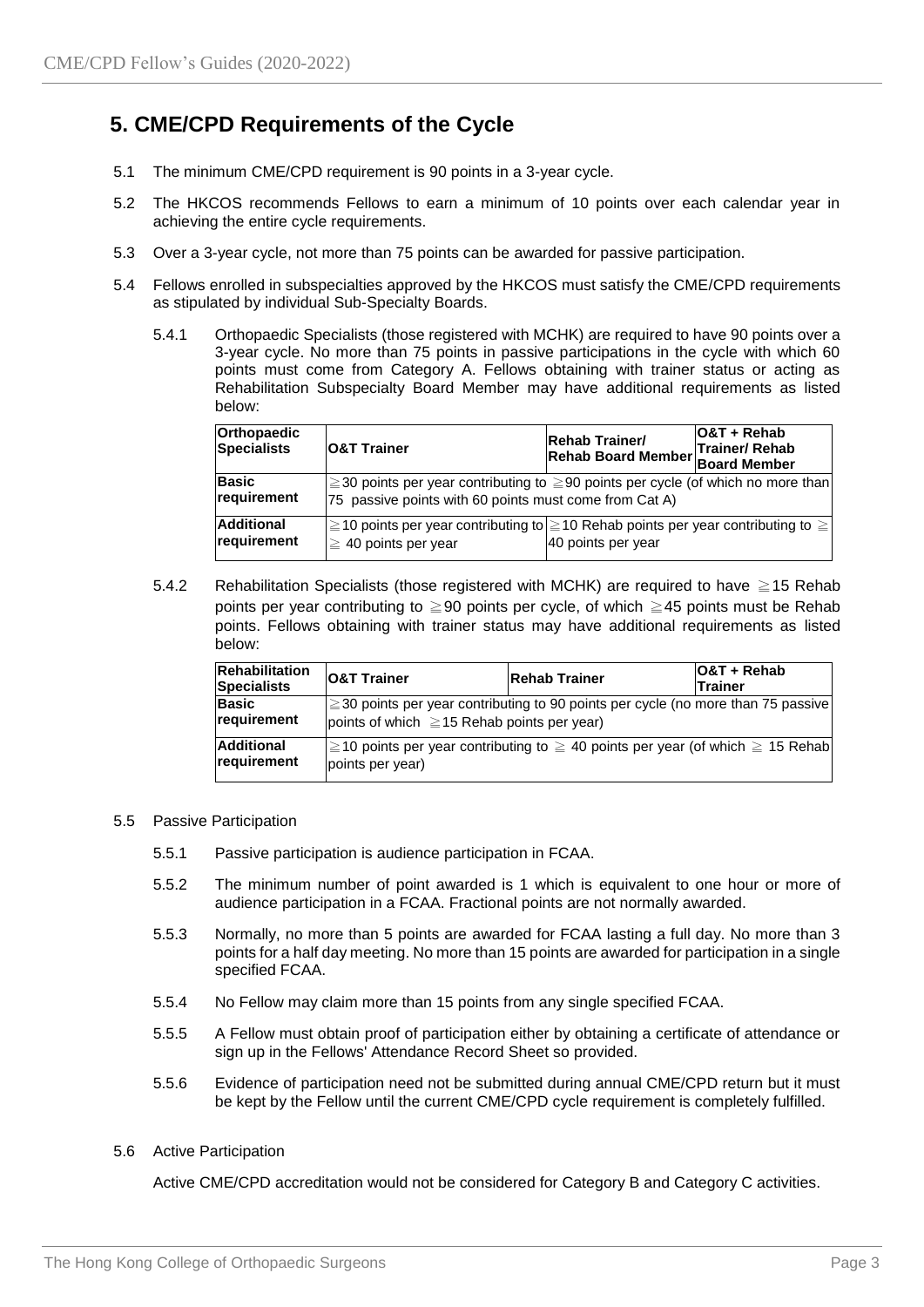## 5. CME/CPD Requirements of the Cycle

5.1 The minimum CME/CPD requirement is 90 points in a 3-year cycle.

5.2 The HKCOS recommends Fellows to earn a minimum of 10 points over each calendar year in achieving the entire cycle requirements.

5.3 Over a 3-year cycle, not more than 75 points can be awarded for passive participation.

5.4 Fellows enrolled in subspecialties approved by the HKCOS must satisfy the CME/CPD requirements as stipulated by individual Sub-Specialty Boards.

5.4.1 Orthopaedic Specialists (those registered with MCHK) are required to have 90 points over a 3-year cycle. No more than 75 points in passive participations in the cycle with which 60 points must come from Category A. Fellows obtaining with trainer status or acting as Rehabilitation Subspecialty Board Member may have additional requirements as listed below:

| Orthopaedic Specialists | O&T Trainer | Rehab Trainer/ Rehab Board Member | O&T + Rehab Trainer/ Rehab Board Member |
|---|---|---|---|
| Basic requirement | ≧30 points per year contributing to ≧90 points per cycle (of which no more than 75 passive points with 60 points must come from Cat A) | | |
| Additional requirement | ≧10 points per year contributing to ≧ 40 points per year | ≧10 Rehab points per year contributing to ≧ 40 points per year | |

5.4.2 Rehabilitation Specialists (those registered with MCHK) are required to have ≧15 Rehab points per year contributing to ≧90 points per cycle, of which ≧45 points must be Rehab points. Fellows obtaining with trainer status may have additional requirements as listed below:

| Rehabilitation Specialists | O&T Trainer | Rehab Trainer | O&T + Rehab Trainer |
|---|---|---|---|
| Basic requirement | ≧30 points per year contributing to 90 points per cycle (no more than 75 passive points of which ≧15 Rehab points per year) | | |
| Additional requirement | ≧10 points per year contributing to ≧ 40 points per year (of which ≧ 15 Rehab points per year) | | |

5.5 Passive Participation

5.5.1 Passive participation is audience participation in FCAA.

5.5.2 The minimum number of point awarded is 1 which is equivalent to one hour or more of audience participation in a FCAA. Fractional points are not normally awarded.

5.5.3 Normally, no more than 5 points are awarded for FCAA lasting a full day. No more than 3 points for a half day meeting. No more than 15 points are awarded for participation in a single specified FCAA.

5.5.4 No Fellow may claim more than 15 points from any single specified FCAA.

5.5.5 A Fellow must obtain proof of participation either by obtaining a certificate of attendance or sign up in the Fellows' Attendance Record Sheet so provided.

5.5.6 Evidence of participation need not be submitted during annual CME/CPD return but it must be kept by the Fellow until the current CME/CPD cycle requirement is completely fulfilled.

5.6 Active Participation

Active CME/CPD accreditation would not be considered for Category B and Category C activities.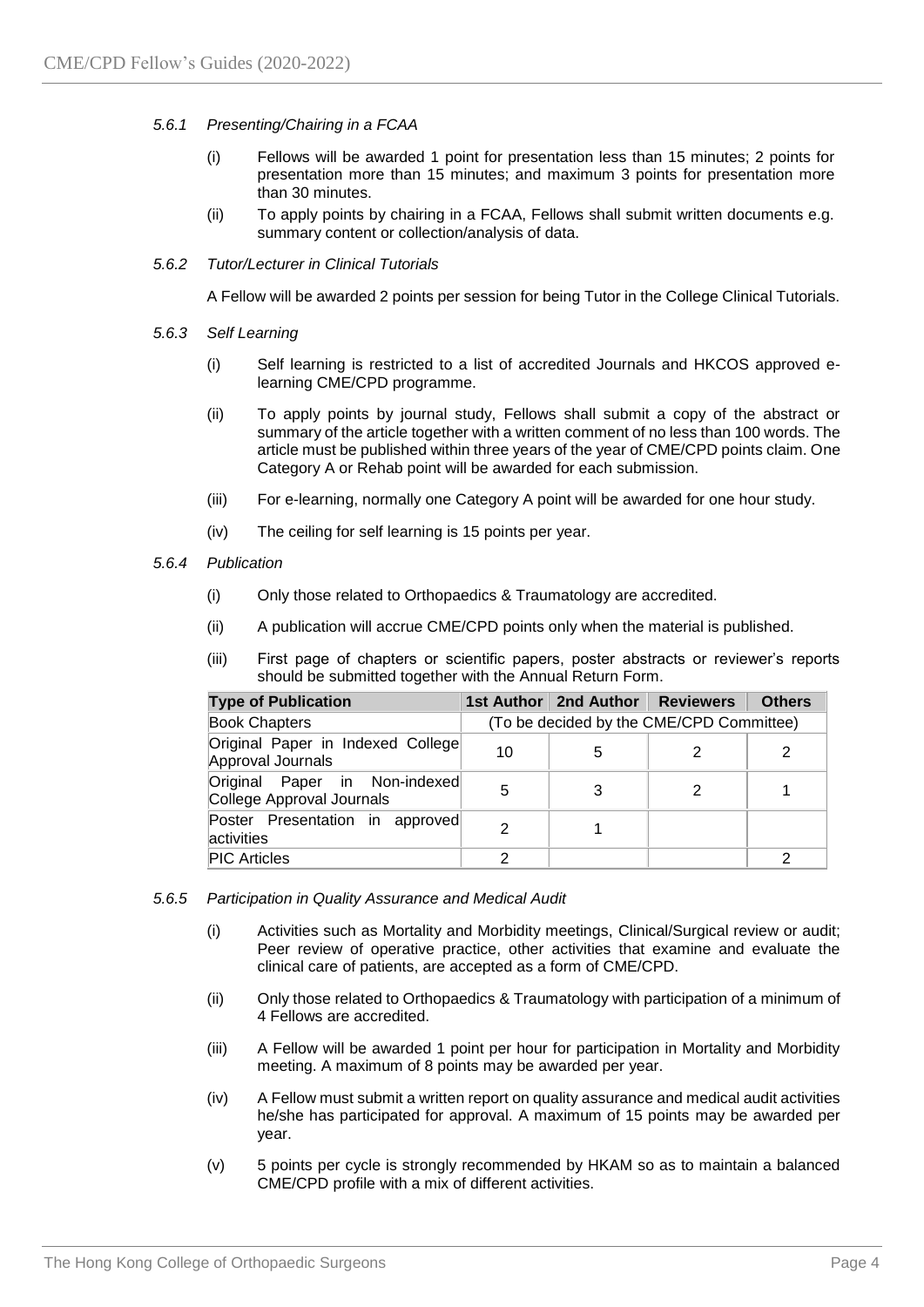#### *5.6.1 Presenting/Chairing in a FCAA*

(i) Fellows will be awarded 1 point for presentation less than 15 minutes; 2 points for presentation more than 15 minutes; and maximum 3 points for presentation more than 30 minutes.

(ii) To apply points by chairing in a FCAA, Fellows shall submit written documents e.g. summary content or collection/analysis of data.

#### *5.6.2 Tutor/Lecturer in Clinical Tutorials*

A Fellow will be awarded 2 points per session for being Tutor in the College Clinical Tutorials.

#### *5.6.3 Self Learning*

(i) Self learning is restricted to a list of accredited Journals and HKCOS approved e-learning CME/CPD programme.

(ii) To apply points by journal study, Fellows shall submit a copy of the abstract or summary of the article together with a written comment of no less than 100 words. The article must be published within three years of the year of CME/CPD points claim. One Category A or Rehab point will be awarded for each submission.

(iii) For e-learning, normally one Category A point will be awarded for one hour study.

(iv) The ceiling for self learning is 15 points per year.

#### *5.6.4 Publication*

(i) Only those related to Orthopaedics & Traumatology are accredited.

(ii) A publication will accrue CME/CPD points only when the material is published.

(iii) First page of chapters or scientific papers, poster abstracts or reviewer's reports should be submitted together with the Annual Return Form.

| Type of Publication | 1st Author | 2nd Author | Reviewers | Others |
|---|---|---|---|---|
| Book Chapters | (To be decided by the CME/CPD Committee) | | | |
| Original Paper in Indexed College Approval Journals | 10 | 5 | 2 | 2 |
| Original Paper in Non-indexed College Approval Journals | 5 | 3 | 2 | 1 |
| Poster Presentation in approved activities | 2 | 1 | | |
| PIC Articles | 2 | | | 2 |

#### *5.6.5 Participation in Quality Assurance and Medical Audit*

(i) Activities such as Mortality and Morbidity meetings, Clinical/Surgical review or audit; Peer review of operative practice, other activities that examine and evaluate the clinical care of patients, are accepted as a form of CME/CPD.

(ii) Only those related to Orthopaedics & Traumatology with participation of a minimum of 4 Fellows are accredited.

(iii) A Fellow will be awarded 1 point per hour for participation in Mortality and Morbidity meeting. A maximum of 8 points may be awarded per year.

(iv) A Fellow must submit a written report on quality assurance and medical audit activities he/she has participated for approval. A maximum of 15 points may be awarded per year.

(v) 5 points per cycle is strongly recommended by HKAM so as to maintain a balanced CME/CPD profile with a mix of different activities.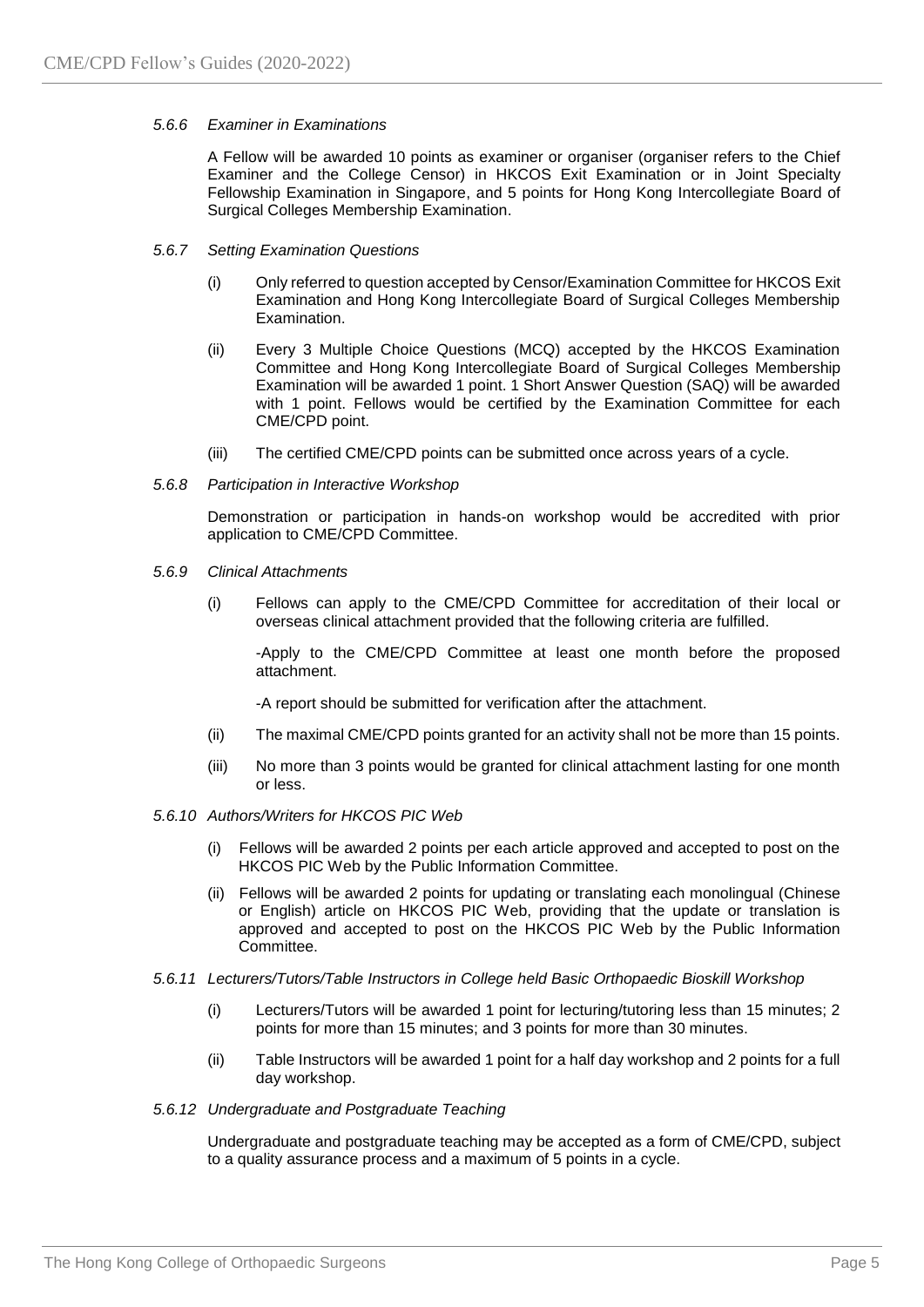*5.6.6 Examiner in Examinations*

A Fellow will be awarded 10 points as examiner or organiser (organiser refers to the Chief Examiner and the College Censor) in HKCOS Exit Examination or in Joint Specialty Fellowship Examination in Singapore, and 5 points for Hong Kong Intercollegiate Board of Surgical Colleges Membership Examination.

*5.6.7 Setting Examination Questions*

(i) Only referred to question accepted by Censor/Examination Committee for HKCOS Exit Examination and Hong Kong Intercollegiate Board of Surgical Colleges Membership Examination.

(ii) Every 3 Multiple Choice Questions (MCQ) accepted by the HKCOS Examination Committee and Hong Kong Intercollegiate Board of Surgical Colleges Membership Examination will be awarded 1 point. 1 Short Answer Question (SAQ) will be awarded with 1 point. Fellows would be certified by the Examination Committee for each CME/CPD point.

(iii) The certified CME/CPD points can be submitted once across years of a cycle.

*5.6.8 Participation in Interactive Workshop*

Demonstration or participation in hands-on workshop would be accredited with prior application to CME/CPD Committee.

*5.6.9 Clinical Attachments*

(i) Fellows can apply to the CME/CPD Committee for accreditation of their local or overseas clinical attachment provided that the following criteria are fulfilled.

-Apply to the CME/CPD Committee at least one month before the proposed attachment.

-A report should be submitted for verification after the attachment.

(ii) The maximal CME/CPD points granted for an activity shall not be more than 15 points.

(iii) No more than 3 points would be granted for clinical attachment lasting for one month or less.

*5.6.10 Authors/Writers for HKCOS PIC Web*

(i) Fellows will be awarded 2 points per each article approved and accepted to post on the HKCOS PIC Web by the Public Information Committee.

(ii) Fellows will be awarded 2 points for updating or translating each monolingual (Chinese or English) article on HKCOS PIC Web, providing that the update or translation is approved and accepted to post on the HKCOS PIC Web by the Public Information Committee.

*5.6.11 Lecturers/Tutors/Table Instructors in College held Basic Orthopaedic Bioskill Workshop*

(i) Lecturers/Tutors will be awarded 1 point for lecturing/tutoring less than 15 minutes; 2 points for more than 15 minutes; and 3 points for more than 30 minutes.

(ii) Table Instructors will be awarded 1 point for a half day workshop and 2 points for a full day workshop.

*5.6.12 Undergraduate and Postgraduate Teaching*

Undergraduate and postgraduate teaching may be accepted as a form of CME/CPD, subject to a quality assurance process and a maximum of 5 points in a cycle.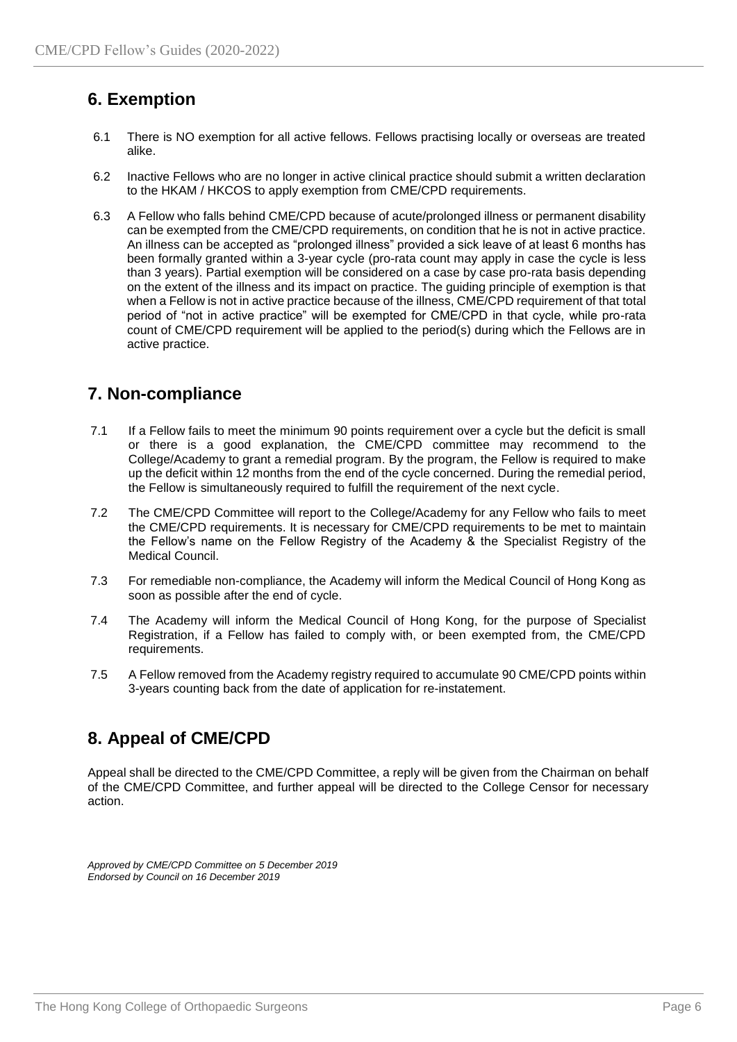## 6. Exemption

6.1 There is NO exemption for all active fellows. Fellows practising locally or overseas are treated alike.

6.2 Inactive Fellows who are no longer in active clinical practice should submit a written declaration to the HKAM / HKCOS to apply exemption from CME/CPD requirements.

6.3 A Fellow who falls behind CME/CPD because of acute/prolonged illness or permanent disability can be exempted from the CME/CPD requirements, on condition that he is not in active practice. An illness can be accepted as "prolonged illness" provided a sick leave of at least 6 months has been formally granted within a 3-year cycle (pro-rata count may apply in case the cycle is less than 3 years). Partial exemption will be considered on a case by case pro-rata basis depending on the extent of the illness and its impact on practice. The guiding principle of exemption is that when a Fellow is not in active practice because of the illness, CME/CPD requirement of that total period of "not in active practice" will be exempted for CME/CPD in that cycle, while pro-rata count of CME/CPD requirement will be applied to the period(s) during which the Fellows are in active practice.

## 7. Non-compliance

7.1 If a Fellow fails to meet the minimum 90 points requirement over a cycle but the deficit is small or there is a good explanation, the CME/CPD committee may recommend to the College/Academy to grant a remedial program. By the program, the Fellow is required to make up the deficit within 12 months from the end of the cycle concerned. During the remedial period, the Fellow is simultaneously required to fulfill the requirement of the next cycle.

7.2 The CME/CPD Committee will report to the College/Academy for any Fellow who fails to meet the CME/CPD requirements. It is necessary for CME/CPD requirements to be met to maintain the Fellow's name on the Fellow Registry of the Academy & the Specialist Registry of the Medical Council.

7.3 For remediable non-compliance, the Academy will inform the Medical Council of Hong Kong as soon as possible after the end of cycle.

7.4 The Academy will inform the Medical Council of Hong Kong, for the purpose of Specialist Registration, if a Fellow has failed to comply with, or been exempted from, the CME/CPD requirements.

7.5 A Fellow removed from the Academy registry required to accumulate 90 CME/CPD points within 3-years counting back from the date of application for re-instatement.

## 8. Appeal of CME/CPD

Appeal shall be directed to the CME/CPD Committee, a reply will be given from the Chairman on behalf of the CME/CPD Committee, and further appeal will be directed to the College Censor for necessary action.

*Approved by CME/CPD Committee on 5 December 2019*
*Endorsed by Council on 16 December 2019*